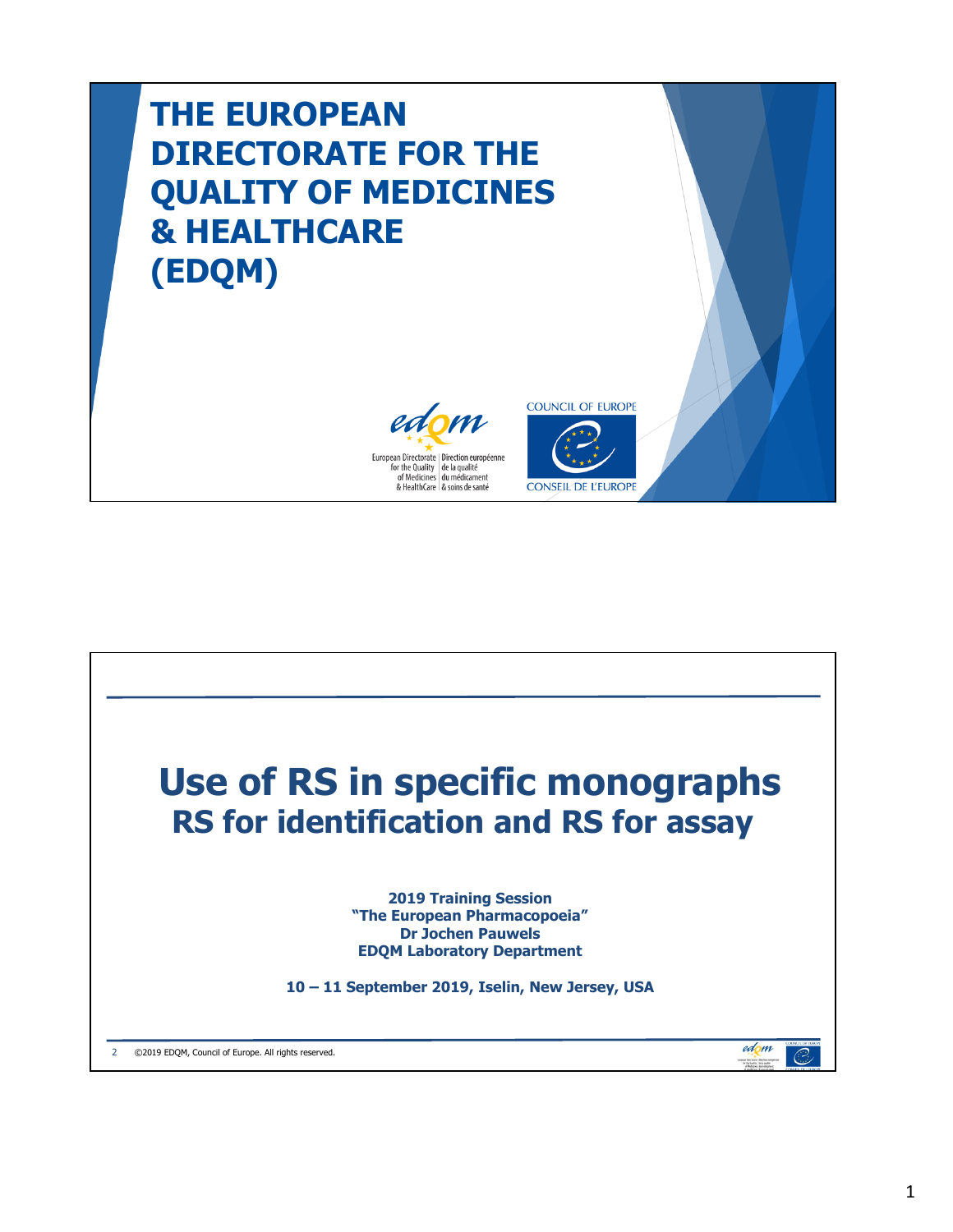# THE EUROPEAN DIRECTORATE FOR THE QUALITY OF MEDICINES & HEALTHCARE (EDQM)

European Directorate for the Quality of Medicines & HealthCare | Direction européenne de la qualité du médicament & soins de santé

COUNCIL OF EUROPE

CONSEIL DE L'EUROPE

# Use of RS in specific monographs

## RS for identification and RS for assay

**2019 Training Session**
**"The European Pharmacopoeia"**
**Dr Jochen Pauwels**
**EDQM Laboratory Department**

**10 – 11 September 2019, Iselin, New Jersey, USA**

©2019 EDQM, Council of Europe. All rights reserved.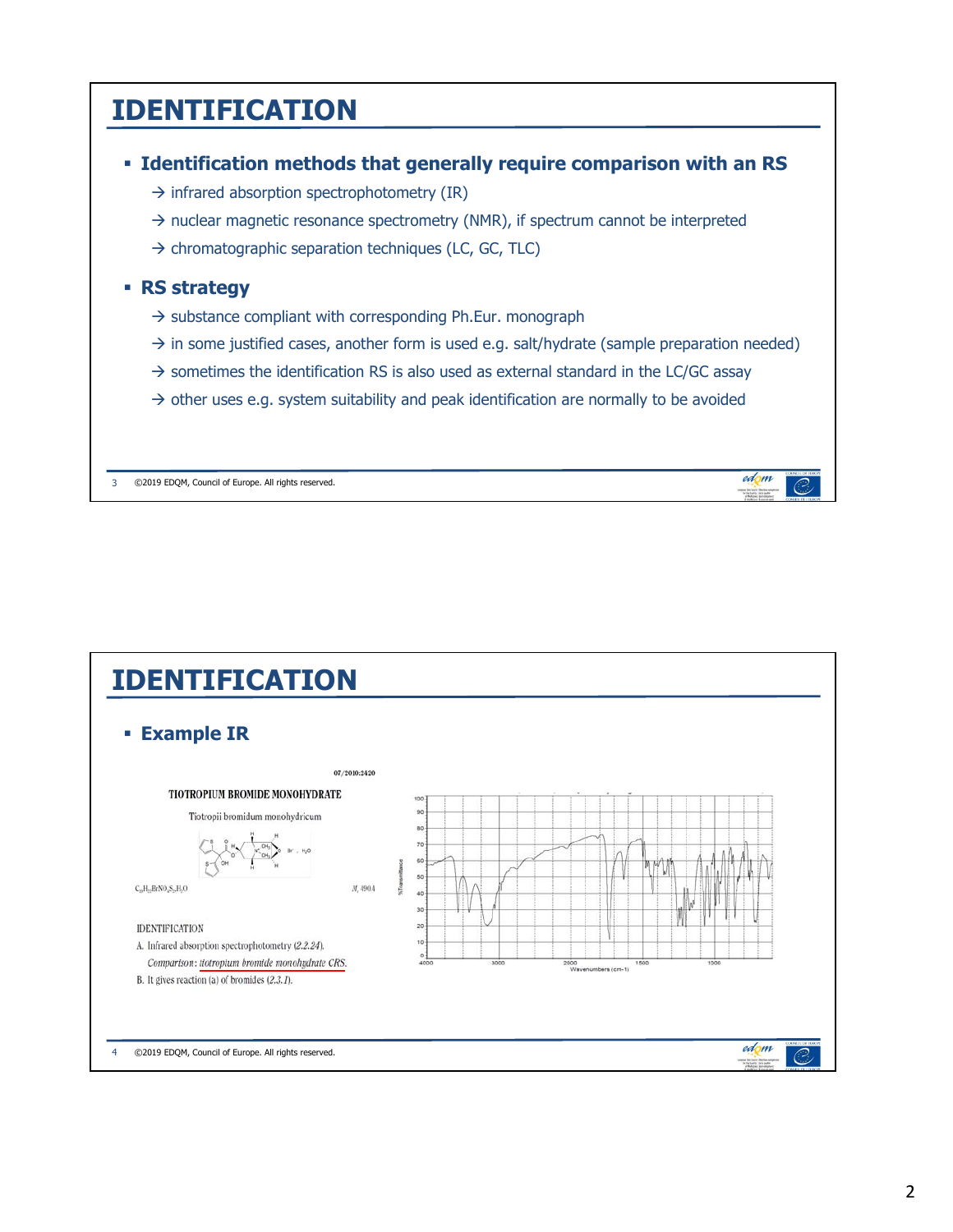# IDENTIFICATION

- **Identification methods that generally require comparison with an RS**
  - → infrared absorption spectrophotometry (IR)
  - → nuclear magnetic resonance spectrometry (NMR), if spectrum cannot be interpreted
  - → chromatographic separation techniques (LC, GC, TLC)
- **RS strategy**
  - → substance compliant with corresponding Ph.Eur. monograph
  - → in some justified cases, another form is used e.g. salt/hydrate (sample preparation needed)
  - → sometimes the identification RS is also used as external standard in the LC/GC assay
  - → other uses e.g. system suitability and peak identification are normally to be avoided

# IDENTIFICATION

- **Example IR**

07/2010:2420

**TIOTROPIUM BROMIDE MONOHYDRATE**

Tiotropii bromidum monohydricum

$C_{19}H_{22}BrNO_4S_2,H_2O$ $M_r$ 490.4

IDENTIFICATION

A. Infrared absorption spectrophotometry (*2.2.24*).

*Comparison*: *tiotropium bromide monohydrate CRS*.

B. It gives reaction (a) of bromides (*2.3.1*).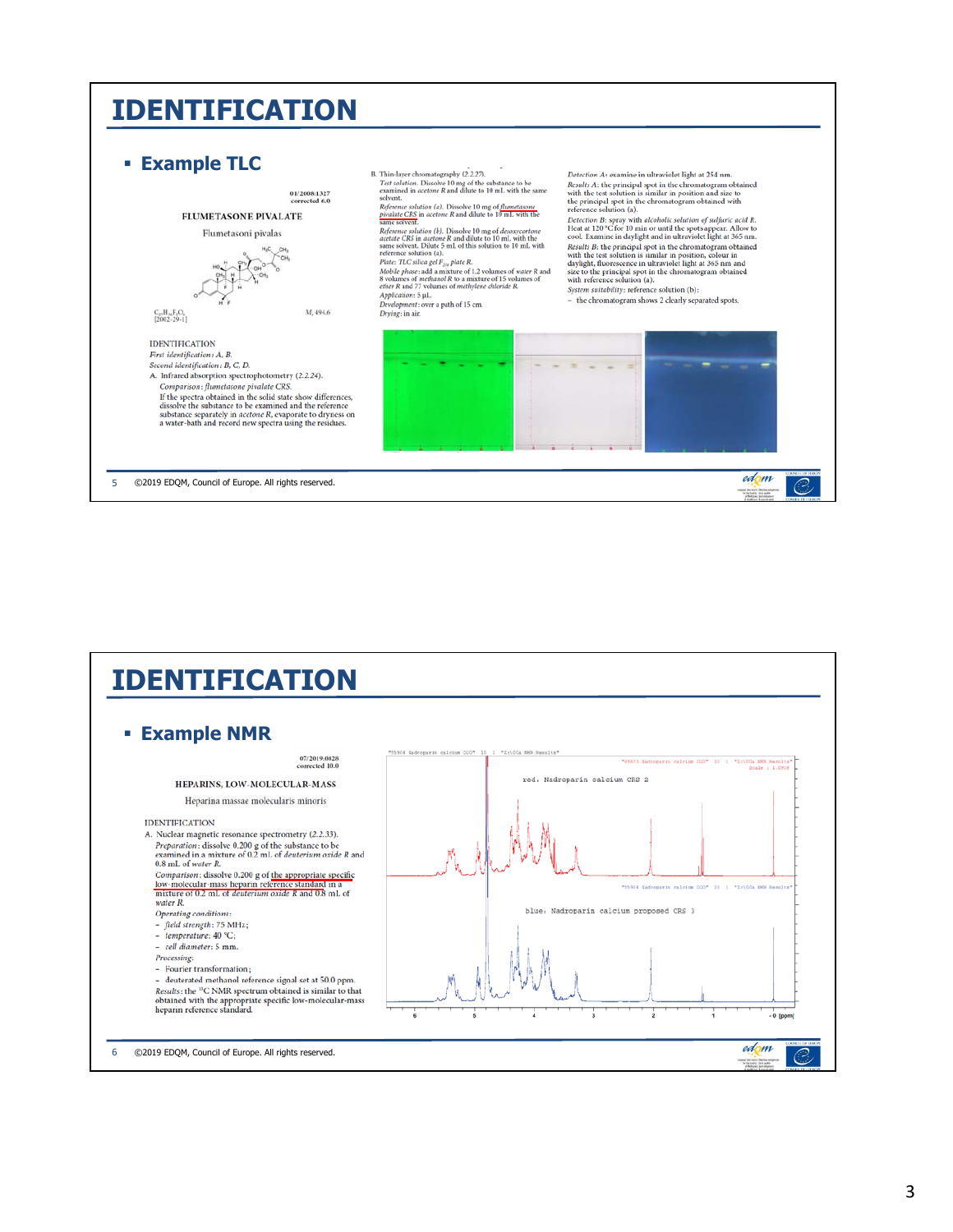# IDENTIFICATION

## Example TLC

01/2008:1327
corrected 6.0

**FLUMETASONE PIVALATE**

Flumetasoni pivalas

$C_{27}H_{36}F_2O_6$ $M_r$ 494.6
[2002-29-1]

IDENTIFICATION

*First identification: A, B.*

*Second identification: B, C, D.*

A. Infrared absorption spectrophotometry (2.2.24).

*Comparison: flumetasone pivalate CRS.*

If the spectra obtained in the solid state show differences, dissolve the substance to be examined and the reference substance separately in *acetone R*, evaporate to dryness on a water-bath and record new spectra using the residues.

B. Thin-layer chromatography (2.2.27).

*Test solution.* Dissolve 10 mg of the substance to be examined in *acetone R* and dilute to 10 mL with the same solvent.

*Reference solution (a).* Dissolve 10 mg of *flumetasone pivalate CRS* in *acetone R* and dilute to 10 mL with the same solvent.

*Reference solution (b).* Dissolve 10 mg of *desoxycortone acetate CRS* in *acetone R* and dilute to 10 mL with the same solvent. Dilute 5 mL of this solution to 10 mL with reference solution (a).

*Plate: TLC silica gel $F_{254}$ plate R.*

*Mobile phase:* add a mixture of 1.2 volumes of *water R* and 8 volumes of *methanol R* to a mixture of 15 volumes of *ether R* and 77 volumes of *methylene chloride R.*

*Application:* 5 µL.

*Development:* over a path of 15 cm.

*Drying:* in air.

*Detection A:* examine in ultraviolet light at 254 nm.

*Results A:* the principal spot in the chromatogram obtained with the test solution is similar in position and size to the principal spot in the chromatogram obtained with reference solution (a).

*Detection B:* spray with *alcoholic solution of sulfuric acid R.* Heat at 120 °C for 10 min or until the spots appear. Allow to cool. Examine in daylight and in ultraviolet light at 365 nm.

*Results B:* the principal spot in the chromatogram obtained with the test solution is similar in position, colour in daylight, fluorescence in ultraviolet light at 365 nm and size to the principal spot in the chromatogram obtained with reference solution (a).

*System suitability:* reference solution (b):

- the chromatogram shows 2 clearly separated spots.

©2019 EDQM, Council of Europe. All rights reserved.

# IDENTIFICATION

## Example NMR

07/2019:0828
corrected 10.0

**HEPARINS, LOW-MOLECULAR-MASS**

Heparina massae molecularis minoris

IDENTIFICATION

A. Nuclear magnetic resonance spectrometry (2.2.33).

*Preparation:* dissolve 0.200 g of the substance to be examined in a mixture of 0.2 mL of *deuterium oxide R* and 0.8 mL of *water R.*

*Comparison:* dissolve 0.200 g of the appropriate specific low-molecular-mass heparin reference standard in a mixture of 0.2 mL of *deuterium oxide R* and 0.8 mL of *water R.*

*Operating conditions:*

- *field strength:* 75 MHz;
- *temperature:* 40 °C;
- *cell diameter:* 5 mm.

*Processing:*

- Fourier transformation;
- deuterated methanol reference signal set at 50.0 ppm.

*Results:* the [13]C NMR spectrum obtained is similar to that obtained with the appropriate specific low-molecular-mass heparin reference standard.

red: Nadroparin calcium CRS 2

blue: Nadroparin calcium proposed CRS 3

©2019 EDQM, Council of Europe. All rights reserved.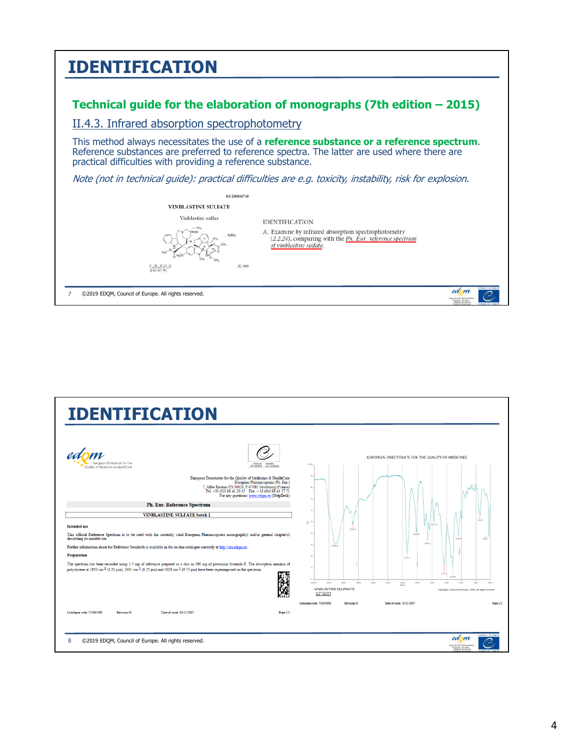# IDENTIFICATION

## Technical guide for the elaboration of monographs (7th edition – 2015)

### II.4.3. Infrared absorption spectrophotometry

This method always necessitates the use of a **reference substance or a reference spectrum**. Reference substances are preferred to reference spectra. The latter are used where there are practical difficulties with providing a reference substance.

*Note (not in technical guide): practical difficulties are e.g. toxicity, instability, risk for explosion.*

01/2008:0748

**VINBLASTINE SULFATE**

Vinblastini sulfas

$C_{46}H_{60}N_4O_{13}S$ [143-67-9] $M_r$ 909

IDENTIFICATION

A. Examine by infrared absorption spectrophotometry (2.2.24), comparing with the *Ph. Eur. reference spectrum of vinblastine sulfate*.

©2019 EDQM, Council of Europe. All rights reserved.

# IDENTIFICATION

European Directorate for the Quality of Medicines & HealthCare
European Pharmacopoeia (Ph. Eur.)
7, Allée Kastner CS 30026, F-67081 Strasbourg (France)
Tel. +33 (0)3 88 41 20 35 Fax: +33 (0)3 88 41 27 71
For any questions: www.edqm.eu (HelpDesk)

**Ph. Eur. Reference Spectrum**

**VINBLASTINE SULFATE batch 1**

**Intended use**

This official Reference Spectrum is to be used with the currently valid European Pharmacopoeia monograph(s) and/or general chapter(s) describing its suitable use.

Further information about the Reference Standards is available in the on-line catalogue currently at http://crs.edqm.eu.

**Preparation**

The spectrum has been recorded using 1.5 mg of substance prepared as a disc in 300 mg of potassium bromide R. The absorption maxima of polystyrene at 2850 $cm^{-1}$ (3.51 µm), 1601 $cm^{-1}$ (6.25 µm) and 1028 $cm^{-1}$ (9.73 µm) have been superimposed on the spectrum.

Catalogue code: V0305000 Revision 01 Date of issue: 10/22/2007 Page 1/2

EUROPEAN DIRECTORATE FOR THE QUALITY OF MEDICINES

VINBLASTINE SULPHATE

Catalogue code: V0305000 Revision 01 Date of issue: 10/22/2007 Page 2/2

©2019 EDQM, Council of Europe. All rights reserved.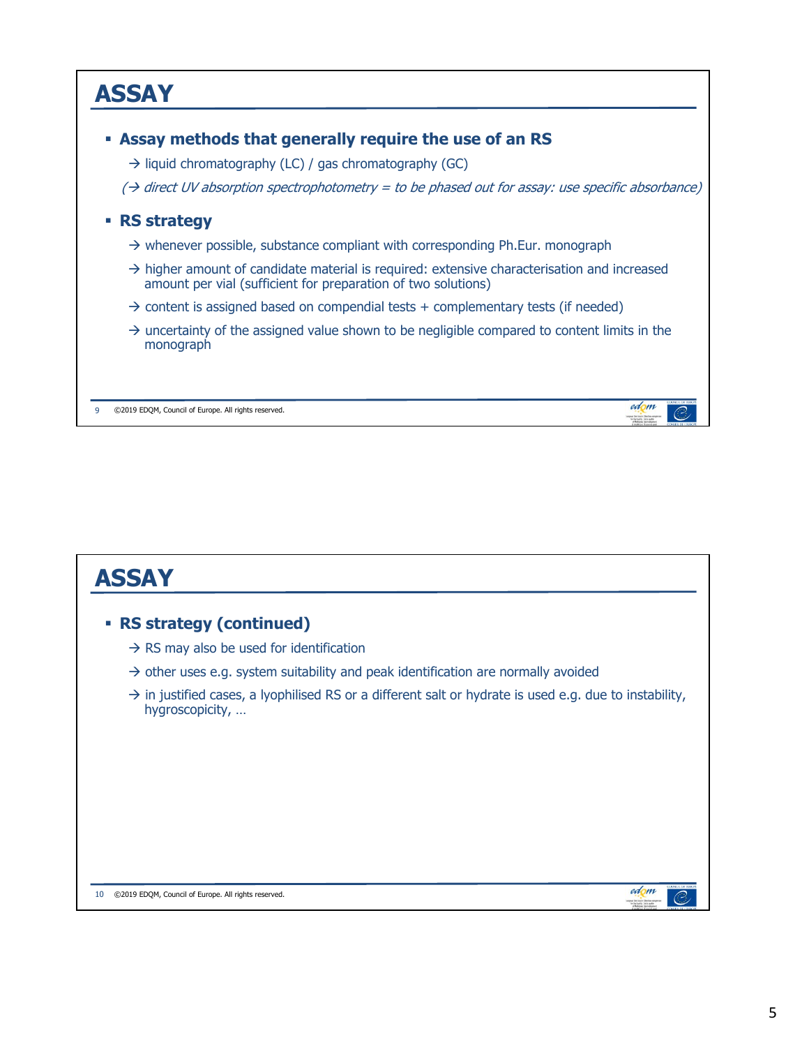## ASSAY

- **Assay methods that generally require the use of an RS**
  - → liquid chromatography (LC) / gas chromatography (GC)
  - *(→ direct UV absorption spectrophotometry = to be phased out for assay: use specific absorbance)*
- **RS strategy**
  - → whenever possible, substance compliant with corresponding Ph.Eur. monograph
  - → higher amount of candidate material is required: extensive characterisation and increased amount per vial (sufficient for preparation of two solutions)
  - → content is assigned based on compendial tests + complementary tests (if needed)
  - → uncertainty of the assigned value shown to be negligible compared to content limits in the monograph

## ASSAY

- **RS strategy (continued)**
  - → RS may also be used for identification
  - → other uses e.g. system suitability and peak identification are normally avoided
  - → in justified cases, a lyophilised RS or a different salt or hydrate is used e.g. due to instability, hygroscopicity, …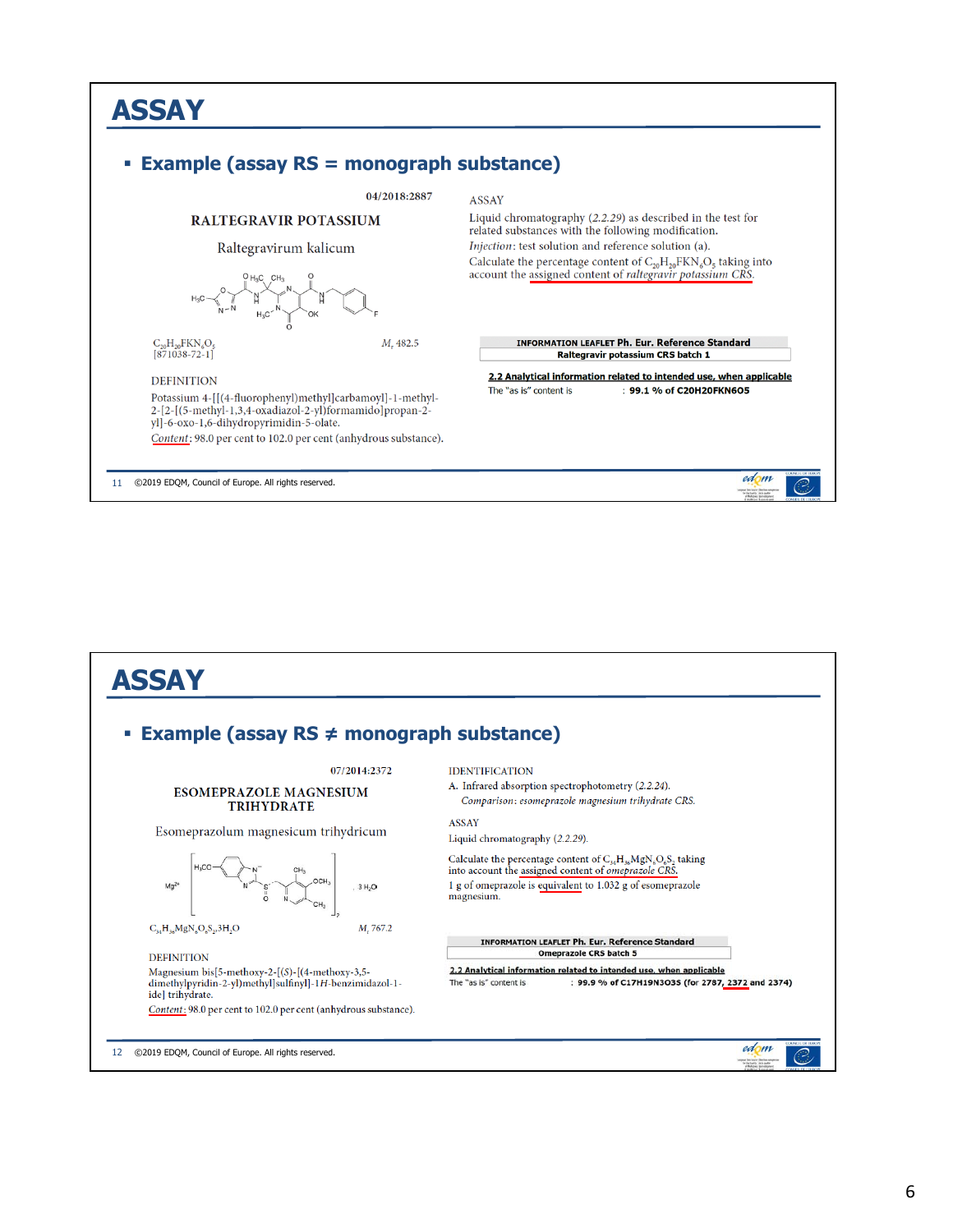# ASSAY

## Example (assay RS = monograph substance)

04/2018:2887

**RALTEGRAVIR POTASSIUM**

Raltegravirum kalicum

$C_{20}H_{20}FKN_6O_5$ $M_r$ 482.5
[871038-72-1]

DEFINITION

Potassium 4-[[(4-fluorophenyl)methyl]carbamoyl]-1-methyl-2-[2-[(5-methyl-1,3,4-oxadiazol-2-yl)formamido]propan-2-yl]-6-oxo-1,6-dihydropyrimidin-5-olate.

*Content*: 98.0 per cent to 102.0 per cent (anhydrous substance).

ASSAY

Liquid chromatography (2.2.29) as described in the test for related substances with the following modification.

*Injection*: test solution and reference solution (a).

Calculate the percentage content of $C_{20}H_{20}FKN_6O_5$ taking into account the assigned content of *raltegravir potassium CRS*.

**INFORMATION LEAFLET Ph. Eur. Reference Standard**
**Raltegravir potassium CRS batch 1**

**2.2 Analytical information related to intended use, when applicable**

The "as is" content is : **99.1 % of C20H20FKN6O5**

©2019 EDQM, Council of Europe. All rights reserved.

# ASSAY

## Example (assay RS ≠ monograph substance)

07/2014:2372

**ESOMEPRAZOLE MAGNESIUM TRIHYDRATE**

Esomeprazolum magnesium trihydricum

$C_{34}H_{36}MgN_6O_6S_2,3H_2O$ $M_r$ 767.2

DEFINITION

Magnesium bis[5-methoxy-2-[(*S*)-[(4-methoxy-3,5-dimethylpyridin-2-yl)methyl]sulfinyl]-1*H*-benzimidazol-1-ide] trihydrate.

*Content*: 98.0 per cent to 102.0 per cent (anhydrous substance).

IDENTIFICATION

A. Infrared absorption spectrophotometry (2.2.24).

*Comparison*: *esomeprazole magnesium trihydrate CRS.*

ASSAY

Liquid chromatography (2.2.29).

Calculate the percentage content of $C_{34}H_{36}MgN_6O_6S_2$ taking into account the assigned content of *omeprazole CRS*.

1 g of omeprazole is equivalent to 1.032 g of esomeprazole magnesium.

**INFORMATION LEAFLET Ph. Eur. Reference Standard**
**Omeprazole CRS batch 5**

**2.2 Analytical information related to intended use, when applicable**

The "as is" content is : **99.9 % of C17H19N3O3S (for 2787, 2372 and 2374)**

©2019 EDQM, Council of Europe. All rights reserved.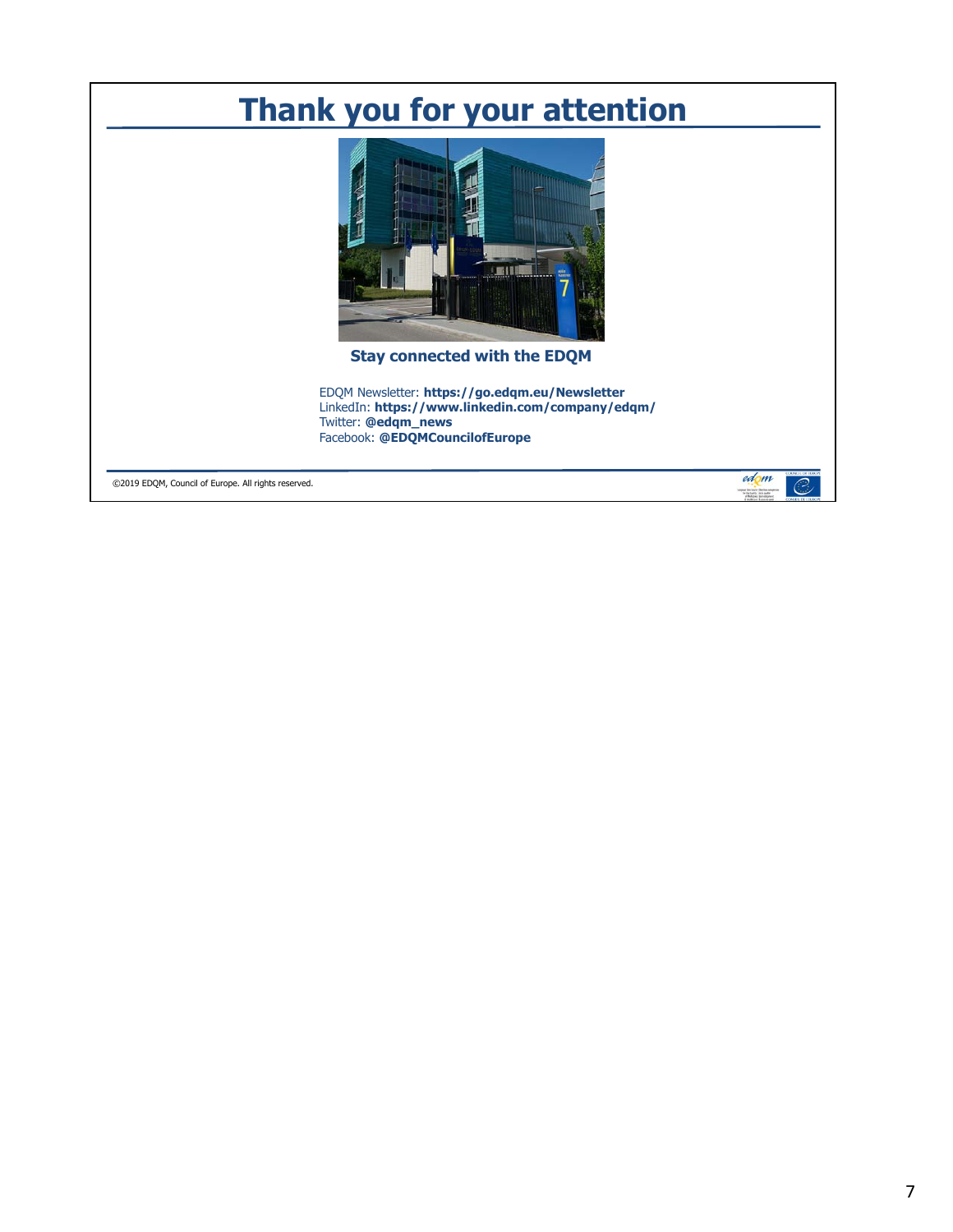# Thank you for your attention

**Stay connected with the EDQM**

EDQM Newsletter: **https://go.edqm.eu/Newsletter**
LinkedIn: **https://www.linkedin.com/company/edqm/**
Twitter: **@edqm_news**
Facebook: **@EDQMCouncilofEurope**

©2019 EDQM, Council of Europe. All rights reserved.